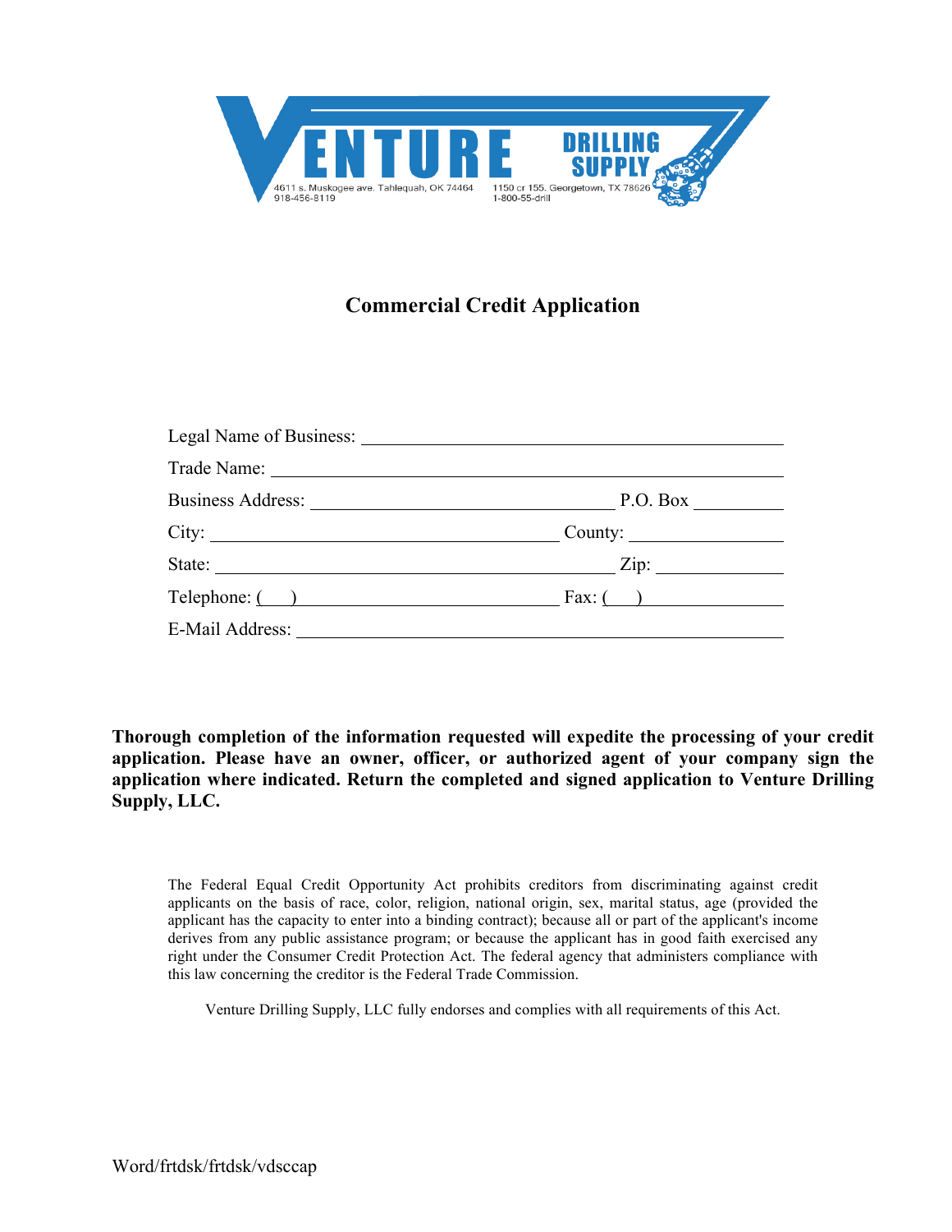VENTURE DRILLING SUPPLY

4611 s. Muskogee ave. Tahlequah, OK 74464
918-456-8119

1150 cr 155. Georgetown, TX 78626
1-800-55-drill

# Commercial Credit Application

Legal Name of Business: ______________________________

Trade Name: ______________________________

Business Address: ______________________ P.O. Box ________

City: ______________________ County: ______________

State: ______________________ Zip: ____________

Telephone: (    ) ______________________ Fax: (    ) ______________

E-Mail Address: ______________________________

**Thorough completion of the information requested will expedite the processing of your credit application. Please have an owner, officer, or authorized agent of your company sign the application where indicated. Return the completed and signed application to Venture Drilling Supply, LLC.**

The Federal Equal Credit Opportunity Act prohibits creditors from discriminating against credit applicants on the basis of race, color, religion, national origin, sex, marital status, age (provided the applicant has the capacity to enter into a binding contract); because all or part of the applicant's income derives from any public assistance program; or because the applicant has in good faith exercised any right under the Consumer Credit Protection Act. The federal agency that administers compliance with this law concerning the creditor is the Federal Trade Commission.

Venture Drilling Supply, LLC fully endorses and complies with all requirements of this Act.

Word/frtdsk/frtdsk/vdsccap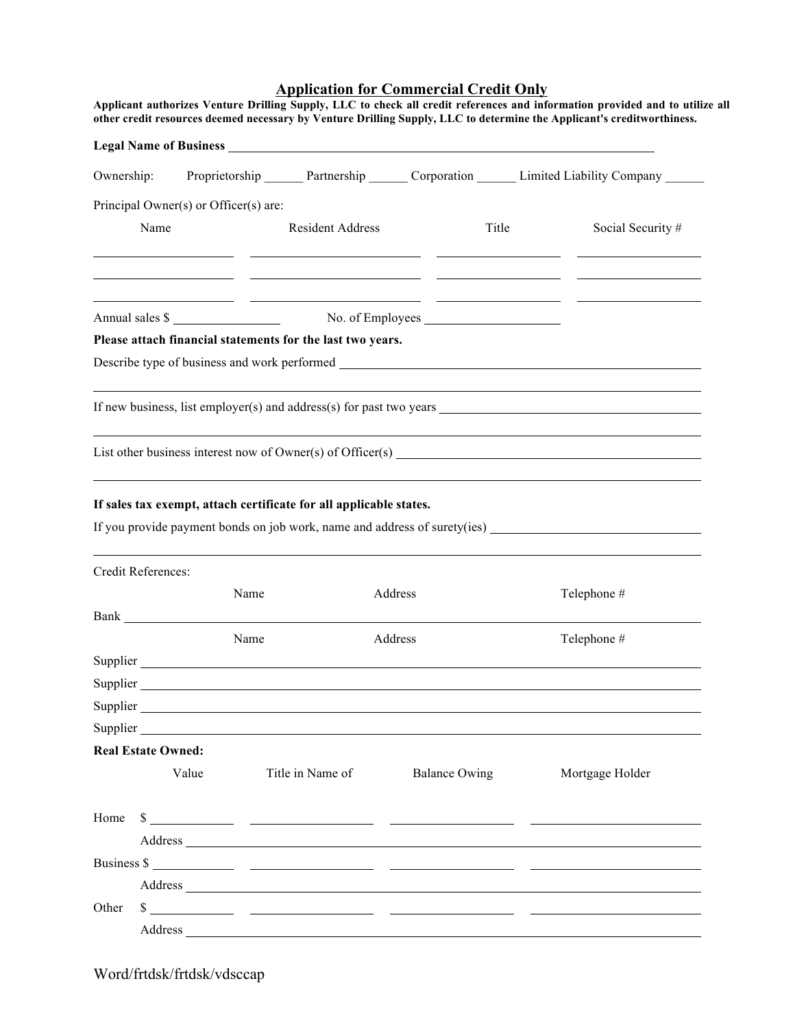## Application for Commercial Credit Only

**Applicant authorizes Venture Drilling Supply, LLC to check all credit references and information provided and to utilize all other credit resources deemed necessary by Venture Drilling Supply, LLC to determine the Applicant's creditworthiness.**

**Legal Name of Business** ______________________________________________

Ownership: Proprietorship ______ Partnership ______ Corporation ______ Limited Liability Company ______

Principal Owner(s) or Officer(s) are:

| Name | Resident Address | Title | Social Security # |
|---|---|---|---|
| | | | |
| | | | |
| | | | |

Annual sales $ ______________ No. of Employees ______________

**Please attach financial statements for the last two years.**

Describe type of business and work performed ______________________________________________

______________________________________________

If new business, list employer(s) and address(s) for past two years ______________________________________________

______________________________________________

List other business interest now of Owner(s) of Officer(s) ______________________________________________

______________________________________________

**If sales tax exempt, attach certificate for all applicable states.**

If you provide payment bonds on job work, name and address of surety(ies) ______________________________________________

______________________________________________

Credit References:

| | Name | Address | Telephone # |
|---|---|---|---|
| Bank | | | |

| | Name | Address | Telephone # |
|---|---|---|---|
| Supplier | | | |
| Supplier | | | |
| Supplier | | | |
| Supplier | | | |

**Real Estate Owned:**

| | Value | Title in Name of | Balance Owing | Mortgage Holder |
|---|---|---|---|---|
| Home | $ | | | |
| Address | | | | |
| Business | $ | | | |
| Address | | | | |
| Other | $ | | | |
| Address | | | | |

Word/frtdsk/frtdsk/vdsccap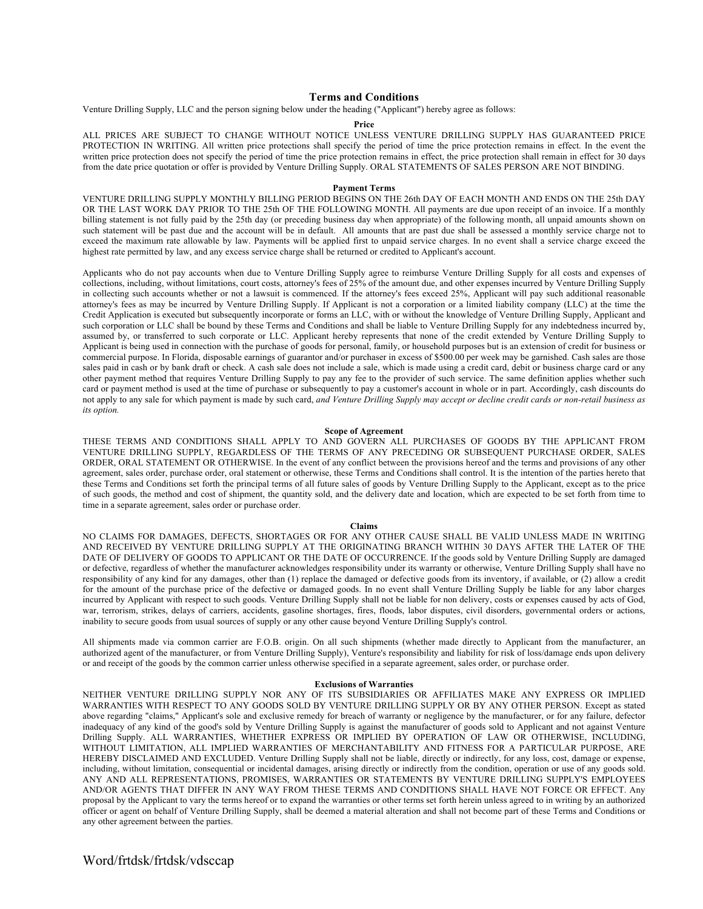# Terms and Conditions

Venture Drilling Supply, LLC and the person signing below under the heading ("Applicant") hereby agree as follows:

## Price

ALL PRICES ARE SUBJECT TO CHANGE WITHOUT NOTICE UNLESS VENTURE DRILLING SUPPLY HAS GUARANTEED PRICE PROTECTION IN WRITING. All written price protections shall specify the period of time the price protection remains in effect. In the event the written price protection does not specify the period of time the price protection remains in effect, the price protection shall remain in effect for 30 days from the date price quotation or offer is provided by Venture Drilling Supply. ORAL STATEMENTS OF SALES PERSON ARE NOT BINDING.

## Payment Terms

VENTURE DRILLING SUPPLY MONTHLY BILLING PERIOD BEGINS ON THE 26th DAY OF EACH MONTH AND ENDS ON THE 25th DAY OR THE LAST WORK DAY PRIOR TO THE 25th OF THE FOLLOWING MONTH. All payments are due upon receipt of an invoice. If a monthly billing statement is not fully paid by the 25th day (or preceding business day when appropriate) of the following month, all unpaid amounts shown on such statement will be past due and the account will be in default. All amounts that are past due shall be assessed a monthly service charge not to exceed the maximum rate allowable by law. Payments will be applied first to unpaid service charges. In no event shall a service charge exceed the highest rate permitted by law, and any excess service charge shall be returned or credited to Applicant's account.

Applicants who do not pay accounts when due to Venture Drilling Supply agree to reimburse Venture Drilling Supply for all costs and expenses of collections, including, without limitations, court costs, attorney's fees of 25% of the amount due, and other expenses incurred by Venture Drilling Supply in collecting such accounts whether or not a lawsuit is commenced. If the attorney's fees exceed 25%, Applicant will pay such additional reasonable attorney's fees as may be incurred by Venture Drilling Supply. If Applicant is not a corporation or a limited liability company (LLC) at the time the Credit Application is executed but subsequently incorporate or forms an LLC, with or without the knowledge of Venture Drilling Supply, Applicant and such corporation or LLC shall be bound by these Terms and Conditions and shall be liable to Venture Drilling Supply for any indebtedness incurred by, assumed by, or transferred to such corporate or LLC. Applicant hereby represents that none of the credit extended by Venture Drilling Supply to Applicant is being used in connection with the purchase of goods for personal, family, or household purposes but is an extension of credit for business or commercial purpose. In Florida, disposable earnings of guarantor and/or purchaser in excess of $500.00 per week may be garnished. Cash sales are those sales paid in cash or by bank draft or check. A cash sale does not include a sale, which is made using a credit card, debit or business charge card or any other payment method that requires Venture Drilling Supply to pay any fee to the provider of such service. The same definition applies whether such card or payment method is used at the time of purchase or subsequently to pay a customer's account in whole or in part. Accordingly, cash discounts do not apply to any sale for which payment is made by such card, *and Venture Drilling Supply may accept or decline credit cards or non-retail business as its option.*

## Scope of Agreement

THESE TERMS AND CONDITIONS SHALL APPLY TO AND GOVERN ALL PURCHASES OF GOODS BY THE APPLICANT FROM VENTURE DRILLING SUPPLY, REGARDLESS OF THE TERMS OF ANY PRECEDING OR SUBSEQUENT PURCHASE ORDER, SALES ORDER, ORAL STATEMENT OR OTHERWISE. In the event of any conflict between the provisions hereof and the terms and provisions of any other agreement, sales order, purchase order, oral statement or otherwise, these Terms and Conditions shall control. It is the intention of the parties hereto that these Terms and Conditions set forth the principal terms of all future sales of goods by Venture Drilling Supply to the Applicant, except as to the price of such goods, the method and cost of shipment, the quantity sold, and the delivery date and location, which are expected to be set forth from time to time in a separate agreement, sales order or purchase order.

## Claims

NO CLAIMS FOR DAMAGES, DEFECTS, SHORTAGES OR FOR ANY OTHER CAUSE SHALL BE VALID UNLESS MADE IN WRITING AND RECEIVED BY VENTURE DRILLING SUPPLY AT THE ORIGINATING BRANCH WITHIN 30 DAYS AFTER THE LATER OF THE DATE OF DELIVERY OF GOODS TO APPLICANT OR THE DATE OF OCCURRENCE. If the goods sold by Venture Drilling Supply are damaged or defective, regardless of whether the manufacturer acknowledges responsibility under its warranty or otherwise, Venture Drilling Supply shall have no responsibility of any kind for any damages, other than (1) replace the damaged or defective goods from its inventory, if available, or (2) allow a credit for the amount of the purchase price of the defective or damaged goods. In no event shall Venture Drilling Supply be liable for any labor charges incurred by Applicant with respect to such goods. Venture Drilling Supply shall not be liable for non delivery, costs or expenses caused by acts of God, war, terrorism, strikes, delays of carriers, accidents, gasoline shortages, fires, floods, labor disputes, civil disorders, governmental orders or actions, inability to secure goods from usual sources of supply or any other cause beyond Venture Drilling Supply's control.

All shipments made via common carrier are F.O.B. origin. On all such shipments (whether made directly to Applicant from the manufacturer, an authorized agent of the manufacturer, or from Venture Drilling Supply), Venture's responsibility and liability for risk of loss/damage ends upon delivery or and receipt of the goods by the common carrier unless otherwise specified in a separate agreement, sales order, or purchase order.

## Exclusions of Warranties

NEITHER VENTURE DRILLING SUPPLY NOR ANY OF ITS SUBSIDIARIES OR AFFILIATES MAKE ANY EXPRESS OR IMPLIED WARRANTIES WITH RESPECT TO ANY GOODS SOLD BY VENTURE DRILLING SUPPLY OR BY ANY OTHER PERSON. Except as stated above regarding "claims," Applicant's sole and exclusive remedy for breach of warranty or negligence by the manufacturer, or for any failure, defector inadequacy of any kind of the good's sold by Venture Drilling Supply is against the manufacturer of goods sold to Applicant and not against Venture Drilling Supply. ALL WARRANTIES, WHETHER EXPRESS OR IMPLIED BY OPERATION OF LAW OR OTHERWISE, INCLUDING, WITHOUT LIMITATION, ALL IMPLIED WARRANTIES OF MERCHANTABILITY AND FITNESS FOR A PARTICULAR PURPOSE, ARE HEREBY DISCLAIMED AND EXCLUDED. Venture Drilling Supply shall not be liable, directly or indirectly, for any loss, cost, damage or expense, including, without limitation, consequential or incidental damages, arising directly or indirectly from the condition, operation or use of any goods sold. ANY AND ALL REPRESENTATIONS, PROMISES, WARRANTIES OR STATEMENTS BY VENTURE DRILLING SUPPLY'S EMPLOYEES AND/OR AGENTS THAT DIFFER IN ANY WAY FROM THESE TERMS AND CONDITIONS SHALL HAVE NOT FORCE OR EFFECT. Any proposal by the Applicant to vary the terms hereof or to expand the warranties or other terms set forth herein unless agreed to in writing by an authorized officer or agent on behalf of Venture Drilling Supply, shall be deemed a material alteration and shall not become part of these Terms and Conditions or any other agreement between the parties.

Word/frtdsk/frtdsk/vdsccap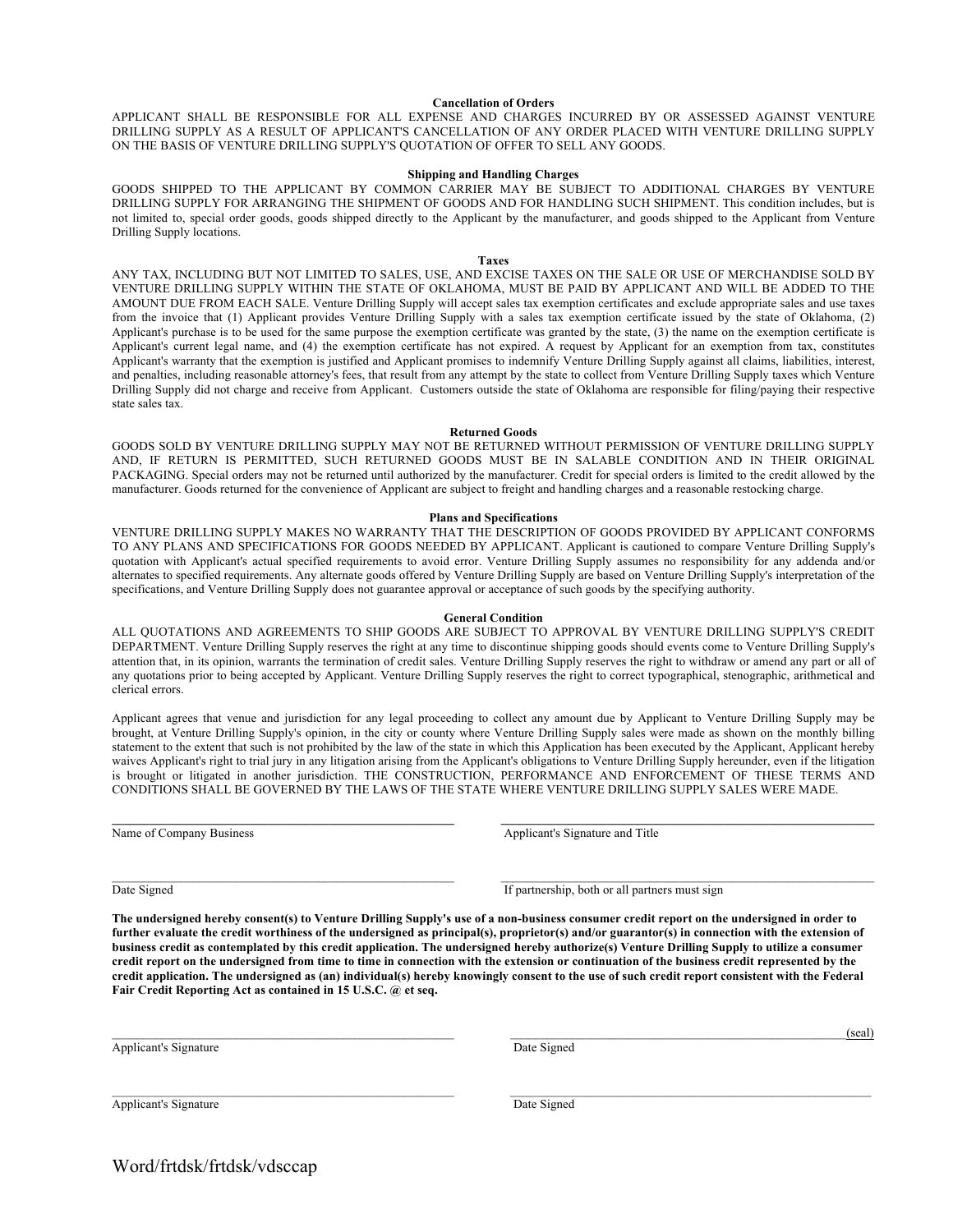### Cancellation of Orders

APPLICANT SHALL BE RESPONSIBLE FOR ALL EXPENSE AND CHARGES INCURRED BY OR ASSESSED AGAINST VENTURE DRILLING SUPPLY AS A RESULT OF APPLICANT'S CANCELLATION OF ANY ORDER PLACED WITH VENTURE DRILLING SUPPLY ON THE BASIS OF VENTURE DRILLING SUPPLY'S QUOTATION OF OFFER TO SELL ANY GOODS.

### Shipping and Handling Charges

GOODS SHIPPED TO THE APPLICANT BY COMMON CARRIER MAY BE SUBJECT TO ADDITIONAL CHARGES BY VENTURE DRILLING SUPPLY FOR ARRANGING THE SHIPMENT OF GOODS AND FOR HANDLING SUCH SHIPMENT. This condition includes, but is not limited to, special order goods, goods shipped directly to the Applicant by the manufacturer, and goods shipped to the Applicant from Venture Drilling Supply locations.

### Taxes

ANY TAX, INCLUDING BUT NOT LIMITED TO SALES, USE, AND EXCISE TAXES ON THE SALE OR USE OF MERCHANDISE SOLD BY VENTURE DRILLING SUPPLY WITHIN THE STATE OF OKLAHOMA, MUST BE PAID BY APPLICANT AND WILL BE ADDED TO THE AMOUNT DUE FROM EACH SALE. Venture Drilling Supply will accept sales tax exemption certificates and exclude appropriate sales and use taxes from the invoice that (1) Applicant provides Venture Drilling Supply with a sales tax exemption certificate issued by the state of Oklahoma, (2) Applicant's purchase is to be used for the same purpose the exemption certificate was granted by the state, (3) the name on the exemption certificate is Applicant's current legal name, and (4) the exemption certificate has not expired. A request by Applicant for an exemption from tax, constitutes Applicant's warranty that the exemption is justified and Applicant promises to indemnify Venture Drilling Supply against all claims, liabilities, interest, and penalties, including reasonable attorney's fees, that result from any attempt by the state to collect from Venture Drilling Supply taxes which Venture Drilling Supply did not charge and receive from Applicant. Customers outside the state of Oklahoma are responsible for filing/paying their respective state sales tax.

### Returned Goods

GOODS SOLD BY VENTURE DRILLING SUPPLY MAY NOT BE RETURNED WITHOUT PERMISSION OF VENTURE DRILLING SUPPLY AND, IF RETURN IS PERMITTED, SUCH RETURNED GOODS MUST BE IN SALABLE CONDITION AND IN THEIR ORIGINAL PACKAGING. Special orders may not be returned until authorized by the manufacturer. Credit for special orders is limited to the credit allowed by the manufacturer. Goods returned for the convenience of Applicant are subject to freight and handling charges and a reasonable restocking charge.

### Plans and Specifications

VENTURE DRILLING SUPPLY MAKES NO WARRANTY THAT THE DESCRIPTION OF GOODS PROVIDED BY APPLICANT CONFORMS TO ANY PLANS AND SPECIFICATIONS FOR GOODS NEEDED BY APPLICANT. Applicant is cautioned to compare Venture Drilling Supply's quotation with Applicant's actual specified requirements to avoid error. Venture Drilling Supply assumes no responsibility for any addenda and/or alternates to specified requirements. Any alternate goods offered by Venture Drilling Supply are based on Venture Drilling Supply's interpretation of the specifications, and Venture Drilling Supply does not guarantee approval or acceptance of such goods by the specifying authority.

### General Condition

ALL QUOTATIONS AND AGREEMENTS TO SHIP GOODS ARE SUBJECT TO APPROVAL BY VENTURE DRILLING SUPPLY'S CREDIT DEPARTMENT. Venture Drilling Supply reserves the right at any time to discontinue shipping goods should events come to Venture Drilling Supply's attention that, in its opinion, warrants the termination of credit sales. Venture Drilling Supply reserves the right to withdraw or amend any part or all of any quotations prior to being accepted by Applicant. Venture Drilling Supply reserves the right to correct typographical, stenographic, arithmetical and clerical errors.

Applicant agrees that venue and jurisdiction for any legal proceeding to collect any amount due by Applicant to Venture Drilling Supply may be brought, at Venture Drilling Supply's opinion, in the city or county where Venture Drilling Supply sales were made as shown on the monthly billing statement to the extent that such is not prohibited by the law of the state in which this Application has been executed by the Applicant, Applicant hereby waives Applicant's right to trial jury in any litigation arising from the Applicant's obligations to Venture Drilling Supply hereunder, even if the litigation is brought or litigated in another jurisdiction. THE CONSTRUCTION, PERFORMANCE AND ENFORCEMENT OF THESE TERMS AND CONDITIONS SHALL BE GOVERNED BY THE LAWS OF THE STATE WHERE VENTURE DRILLING SUPPLY SALES WERE MADE.

| | |
|---|---|
| ______________________________ | ______________________________ |
| Name of Company Business | Applicant's Signature and Title |
| ______________________________ | ______________________________ |
| Date Signed | If partnership, both or all partners must sign |

**The undersigned hereby consent(s) to Venture Drilling Supply's use of a non-business consumer credit report on the undersigned in order to further evaluate the credit worthiness of the undersigned as principal(s), proprietor(s) and/or guarantor(s) in connection with the extension of business credit as contemplated by this credit application. The undersigned hereby authorize(s) Venture Drilling Supply to utilize a consumer credit report on the undersigned from time to time in connection with the extension or continuation of the business credit represented by the credit application. The undersigned as (an) individual(s) hereby knowingly consent to the use of such credit report consistent with the Federal Fair Credit Reporting Act as contained in 15 U.S.C. @ et seq.**

| | |
|---|---|
| ______________________________ | ______________________________(seal) |
| Applicant's Signature | Date Signed |
| ______________________________ | ______________________________ |
| Applicant's Signature | Date Signed |

Word/frtdsk/frtdsk/vdsccap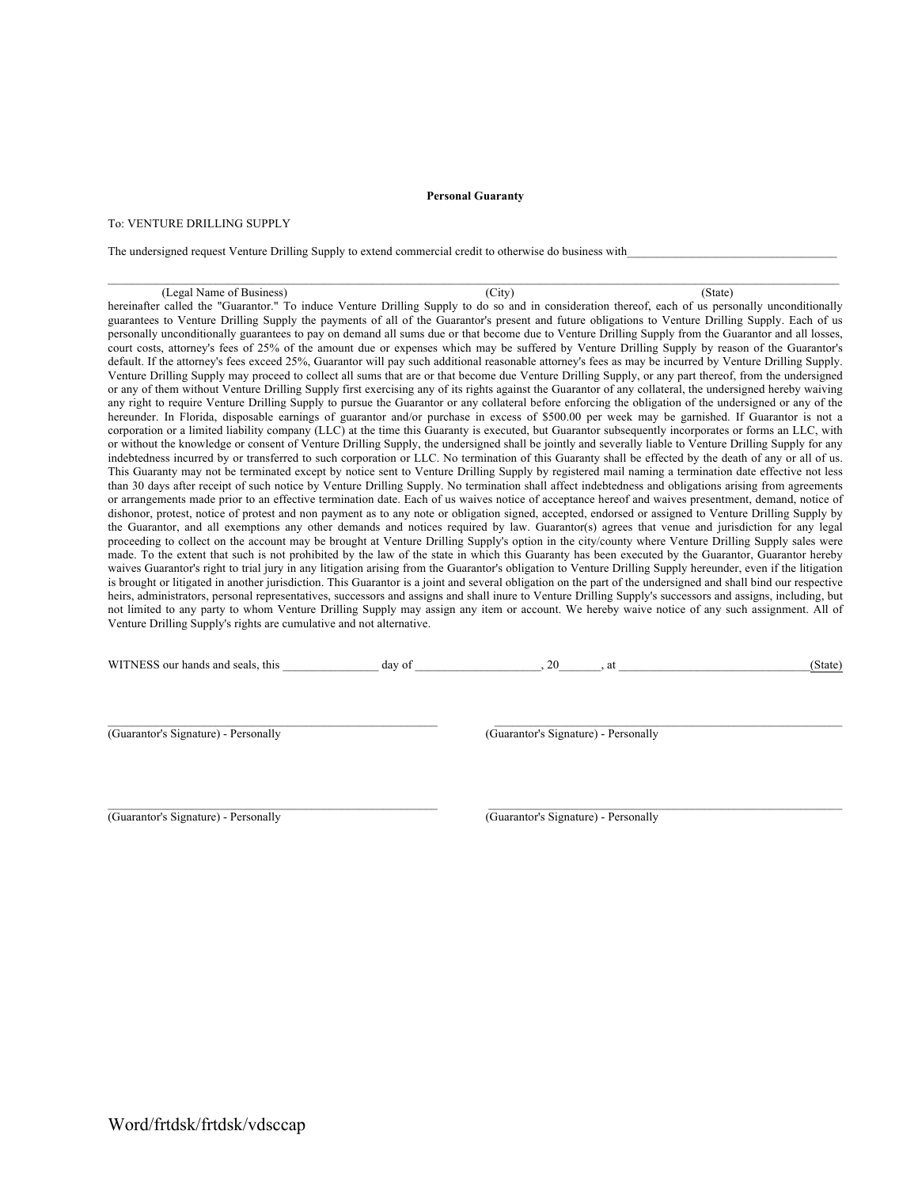**Personal Guaranty**

To: VENTURE DRILLING SUPPLY

The undersigned request Venture Drilling Supply to extend commercial credit to otherwise do business with___________________________________

_____________________________________________________________________________________________________________

(Legal Name of Business) (City) (State)

hereinafter called the "Guarantor." To induce Venture Drilling Supply to do so and in consideration thereof, each of us personally unconditionally guarantees to Venture Drilling Supply the payments of all of the Guarantor's present and future obligations to Venture Drilling Supply. Each of us personally unconditionally guarantees to pay on demand all sums due or that become due to Venture Drilling Supply from the Guarantor and all losses, court costs, attorney's fees of 25% of the amount due or expenses which may be suffered by Venture Drilling Supply by reason of the Guarantor's default. If the attorney's fees exceed 25%, Guarantor will pay such additional reasonable attorney's fees as may be incurred by Venture Drilling Supply. Venture Drilling Supply may proceed to collect all sums that are or that become due Venture Drilling Supply, or any part thereof, from the undersigned or any of them without Venture Drilling Supply first exercising any of its rights against the Guarantor of any collateral, the undersigned hereby waiving any right to require Venture Drilling Supply to pursue the Guarantor or any collateral before enforcing the obligation of the undersigned or any of the hereunder. In Florida, disposable earnings of guarantor and/or purchase in excess of $500.00 per week may be garnished. If Guarantor is not a corporation or a limited liability company (LLC) at the time this Guaranty is executed, but Guarantor subsequently incorporates or forms an LLC, with or without the knowledge or consent of Venture Drilling Supply, the undersigned shall be jointly and severally liable to Venture Drilling Supply for any indebtedness incurred by or transferred to such corporation or LLC. No termination of this Guaranty shall be effected by the death of any or all of us. This Guaranty may not be terminated except by notice sent to Venture Drilling Supply by registered mail naming a termination date effective not less than 30 days after receipt of such notice by Venture Drilling Supply. No termination shall affect indebtedness and obligations arising from agreements or arrangements made prior to an effective termination date. Each of us waives notice of acceptance hereof and waives presentment, demand, notice of dishonor, protest, notice of protest and non payment as to any note or obligation signed, accepted, endorsed or assigned to Venture Drilling Supply by the Guarantor, and all exemptions any other demands and notices required by law. Guarantor(s) agrees that venue and jurisdiction for any legal proceeding to collect on the account may be brought at Venture Drilling Supply's option in the city/county where Venture Drilling Supply sales were made. To the extent that such is not prohibited by the law of the state in which this Guaranty has been executed by the Guarantor, Guarantor hereby waives Guarantor's right to trial jury in any litigation arising from the Guarantor's obligation to Venture Drilling Supply hereunder, even if the litigation is brought or litigated in another jurisdiction. This Guarantor is a joint and several obligation on the part of the undersigned and shall bind our respective heirs, administrators, personal representatives, successors and assigns and shall inure to Venture Drilling Supply's successors and assigns, including, but not limited to any party to whom Venture Drilling Supply may assign any item or account. We hereby waive notice of any such assignment. All of Venture Drilling Supply's rights are cumulative and not alternative.

WITNESS our hands and seals, this ________________ day of ____________________, 20_______, at ________________________________(State)

_______________________________________________
(Guarantor's Signature) - Personally

_______________________________________________
(Guarantor's Signature) - Personally

_______________________________________________
(Guarantor's Signature) - Personally

_______________________________________________
(Guarantor's Signature) - Personally

Word/frtdsk/frtdsk/vdsccap